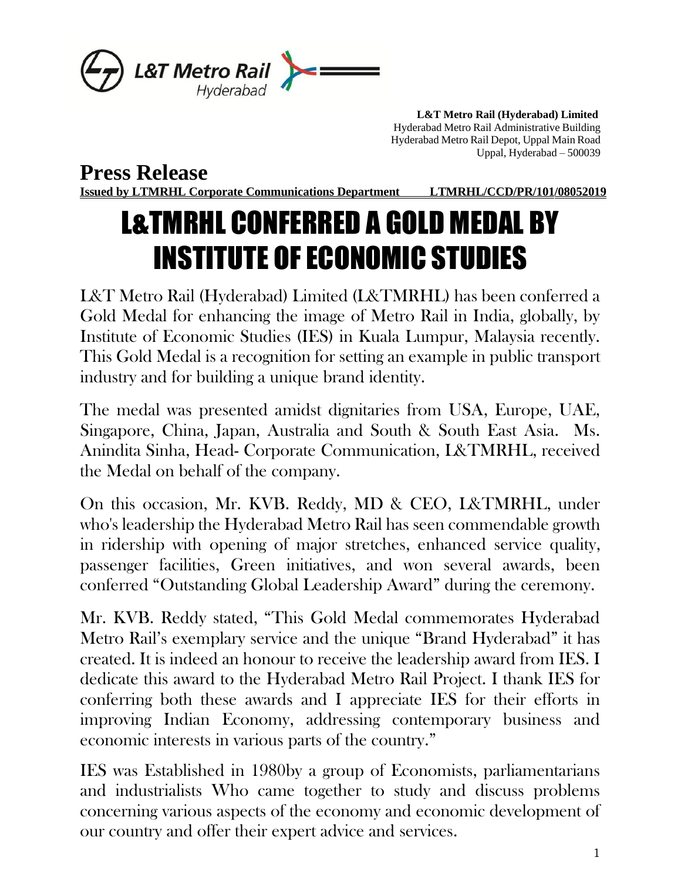**L&T Metro Rail (Hyderabad) Limited**
Hyderabad Metro Rail Administrative Building
Hyderabad Metro Rail Depot, Uppal Main Road
Uppal, Hyderabad – 500039

## Press Release

**Issued by LTMRHL Corporate Communications Department LTMRHL/CCD/PR/101/08052019**

# L&TMRHL CONFERRED A GOLD MEDAL BY INSTITUTE OF ECONOMIC STUDIES

L&T Metro Rail (Hyderabad) Limited (L&TMRHL) has been conferred a Gold Medal for enhancing the image of Metro Rail in India, globally, by Institute of Economic Studies (IES) in Kuala Lumpur, Malaysia recently. This Gold Medal is a recognition for setting an example in public transport industry and for building a unique brand identity.

The medal was presented amidst dignitaries from USA, Europe, UAE, Singapore, China, Japan, Australia and South & South East Asia. Ms. Anindita Sinha, Head- Corporate Communication, L&TMRHL, received the Medal on behalf of the company.

On this occasion, Mr. KVB. Reddy, MD & CEO, L&TMRHL, under who's leadership the Hyderabad Metro Rail has seen commendable growth in ridership with opening of major stretches, enhanced service quality, passenger facilities, Green initiatives, and won several awards, been conferred "Outstanding Global Leadership Award" during the ceremony.

Mr. KVB. Reddy stated, "This Gold Medal commemorates Hyderabad Metro Rail's exemplary service and the unique "Brand Hyderabad" it has created. It is indeed an honour to receive the leadership award from IES. I dedicate this award to the Hyderabad Metro Rail Project. I thank IES for conferring both these awards and I appreciate IES for their efforts in improving Indian Economy, addressing contemporary business and economic interests in various parts of the country."

IES was Established in 1980by a group of Economists, parliamentarians and industrialists Who came together to study and discuss problems concerning various aspects of the economy and economic development of our country and offer their expert advice and services.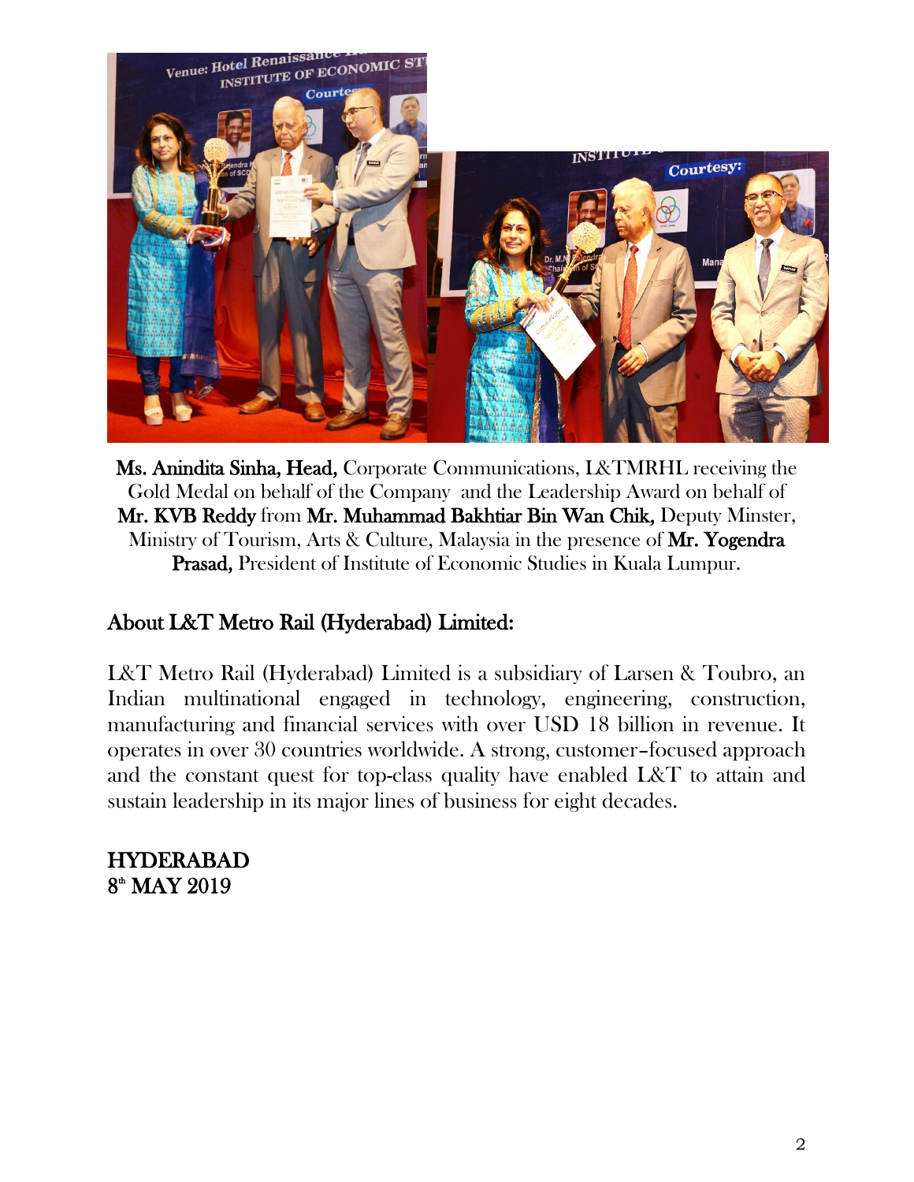**Ms. Anindita Sinha, Head,** Corporate Communications, L&TMRHL receiving the Gold Medal on behalf of the Company and the Leadership Award on behalf of **Mr. KVB Reddy** from **Mr. Muhammad Bakhtiar Bin Wan Chik,** Deputy Minster, Ministry of Tourism, Arts & Culture, Malaysia in the presence of **Mr. Yogendra Prasad,** President of Institute of Economic Studies in Kuala Lumpur.

## About L&T Metro Rail (Hyderabad) Limited:

L&T Metro Rail (Hyderabad) Limited is a subsidiary of Larsen & Toubro, an Indian multinational engaged in technology, engineering, construction, manufacturing and financial services with over USD 18 billion in revenue. It operates in over 30 countries worldwide. A strong, customer–focused approach and the constant quest for top-class quality have enabled L&T to attain and sustain leadership in its major lines of business for eight decades.

**HYDERABAD**
**8th MAY 2019**